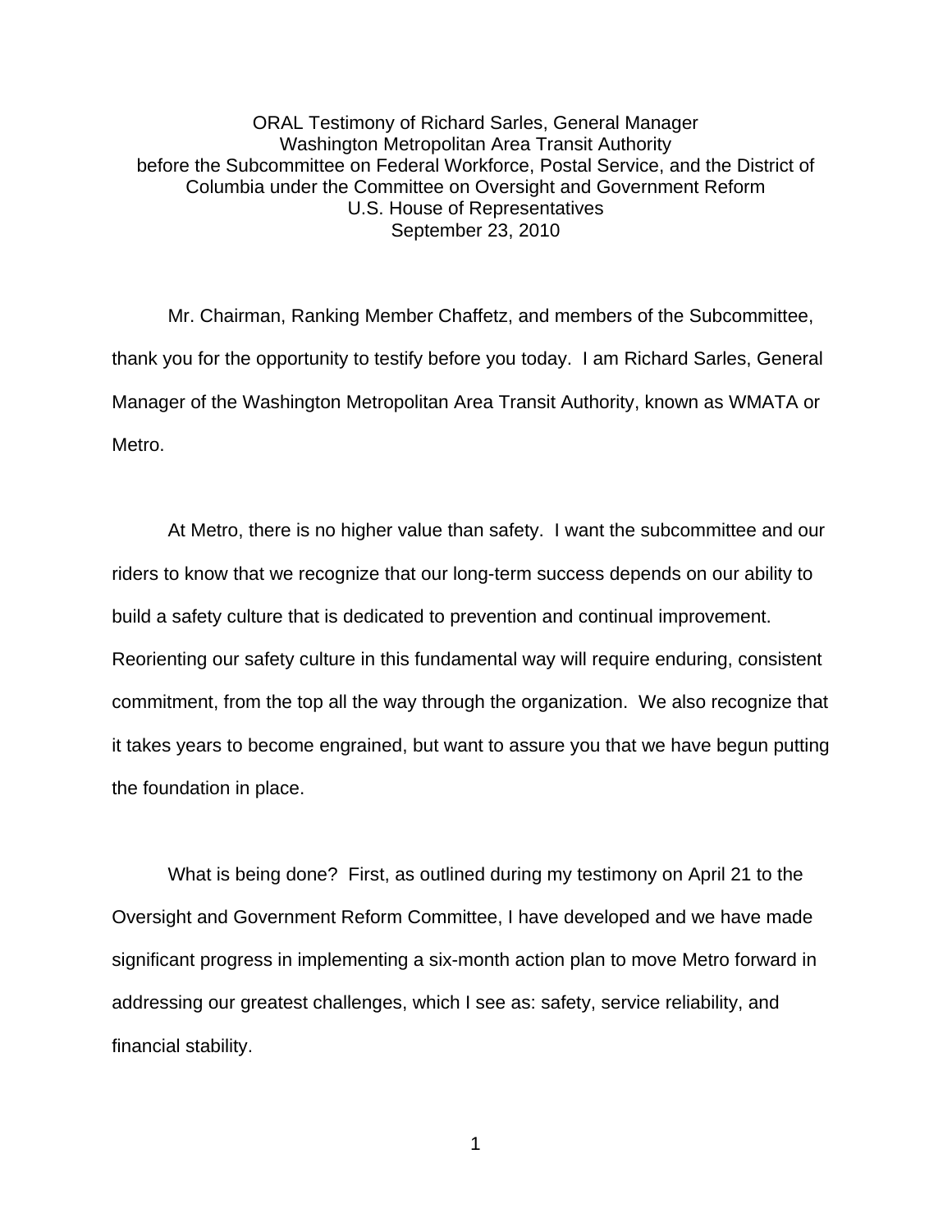ORAL Testimony of Richard Sarles, General Manager
Washington Metropolitan Area Transit Authority
before the Subcommittee on Federal Workforce, Postal Service, and the District of Columbia under the Committee on Oversight and Government Reform
U.S. House of Representatives
September 23, 2010

Mr. Chairman, Ranking Member Chaffetz, and members of the Subcommittee, thank you for the opportunity to testify before you today. I am Richard Sarles, General Manager of the Washington Metropolitan Area Transit Authority, known as WMATA or Metro.

At Metro, there is no higher value than safety. I want the subcommittee and our riders to know that we recognize that our long-term success depends on our ability to build a safety culture that is dedicated to prevention and continual improvement. Reorienting our safety culture in this fundamental way will require enduring, consistent commitment, from the top all the way through the organization. We also recognize that it takes years to become engrained, but want to assure you that we have begun putting the foundation in place.

What is being done? First, as outlined during my testimony on April 21 to the Oversight and Government Reform Committee, I have developed and we have made significant progress in implementing a six-month action plan to move Metro forward in addressing our greatest challenges, which I see as: safety, service reliability, and financial stability.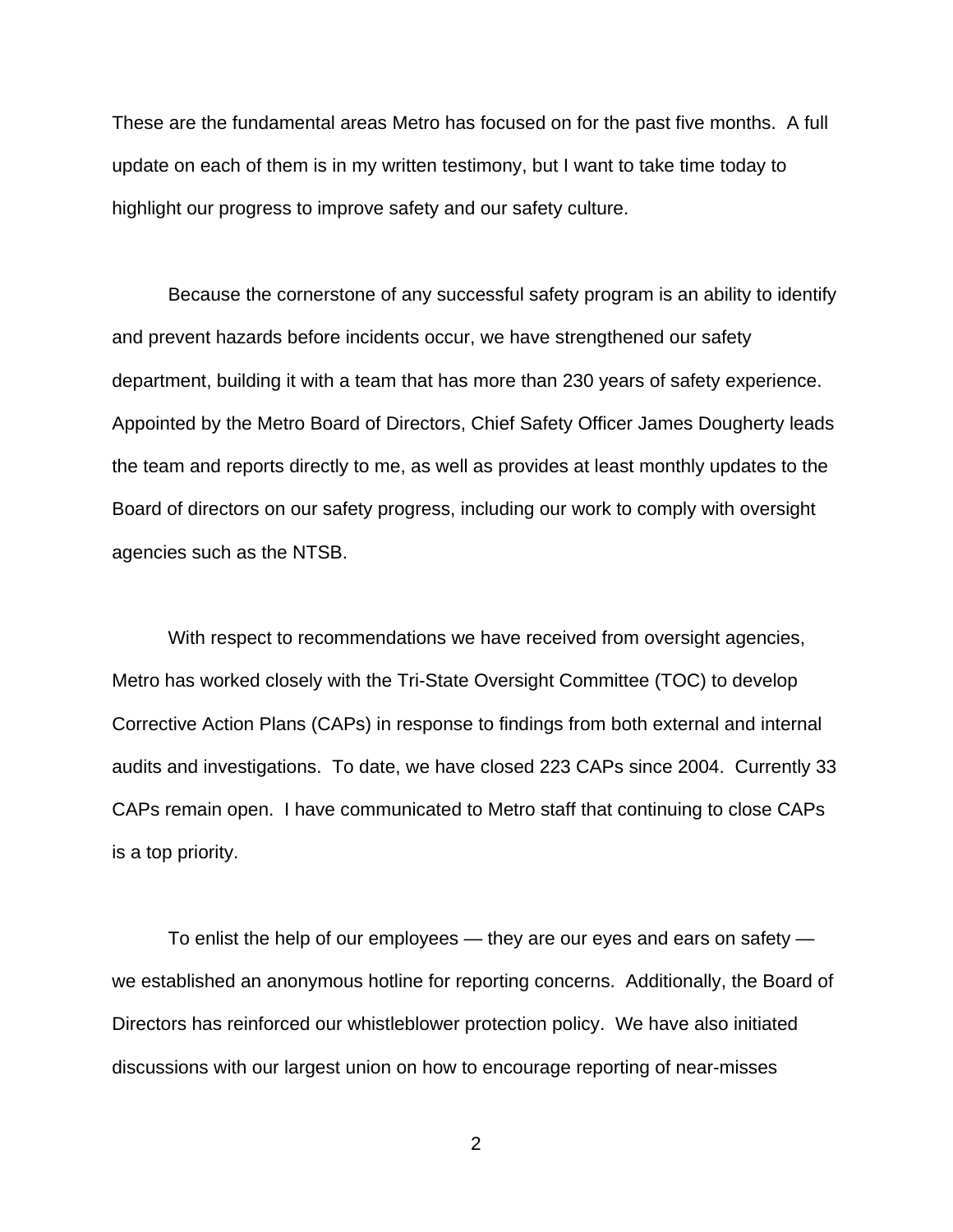These are the fundamental areas Metro has focused on for the past five months. A full update on each of them is in my written testimony, but I want to take time today to highlight our progress to improve safety and our safety culture.

Because the cornerstone of any successful safety program is an ability to identify and prevent hazards before incidents occur, we have strengthened our safety department, building it with a team that has more than 230 years of safety experience. Appointed by the Metro Board of Directors, Chief Safety Officer James Dougherty leads the team and reports directly to me, as well as provides at least monthly updates to the Board of directors on our safety progress, including our work to comply with oversight agencies such as the NTSB.

With respect to recommendations we have received from oversight agencies, Metro has worked closely with the Tri-State Oversight Committee (TOC) to develop Corrective Action Plans (CAPs) in response to findings from both external and internal audits and investigations. To date, we have closed 223 CAPs since 2004. Currently 33 CAPs remain open. I have communicated to Metro staff that continuing to close CAPs is a top priority.

To enlist the help of our employees — they are our eyes and ears on safety — we established an anonymous hotline for reporting concerns. Additionally, the Board of Directors has reinforced our whistleblower protection policy. We have also initiated discussions with our largest union on how to encourage reporting of near-misses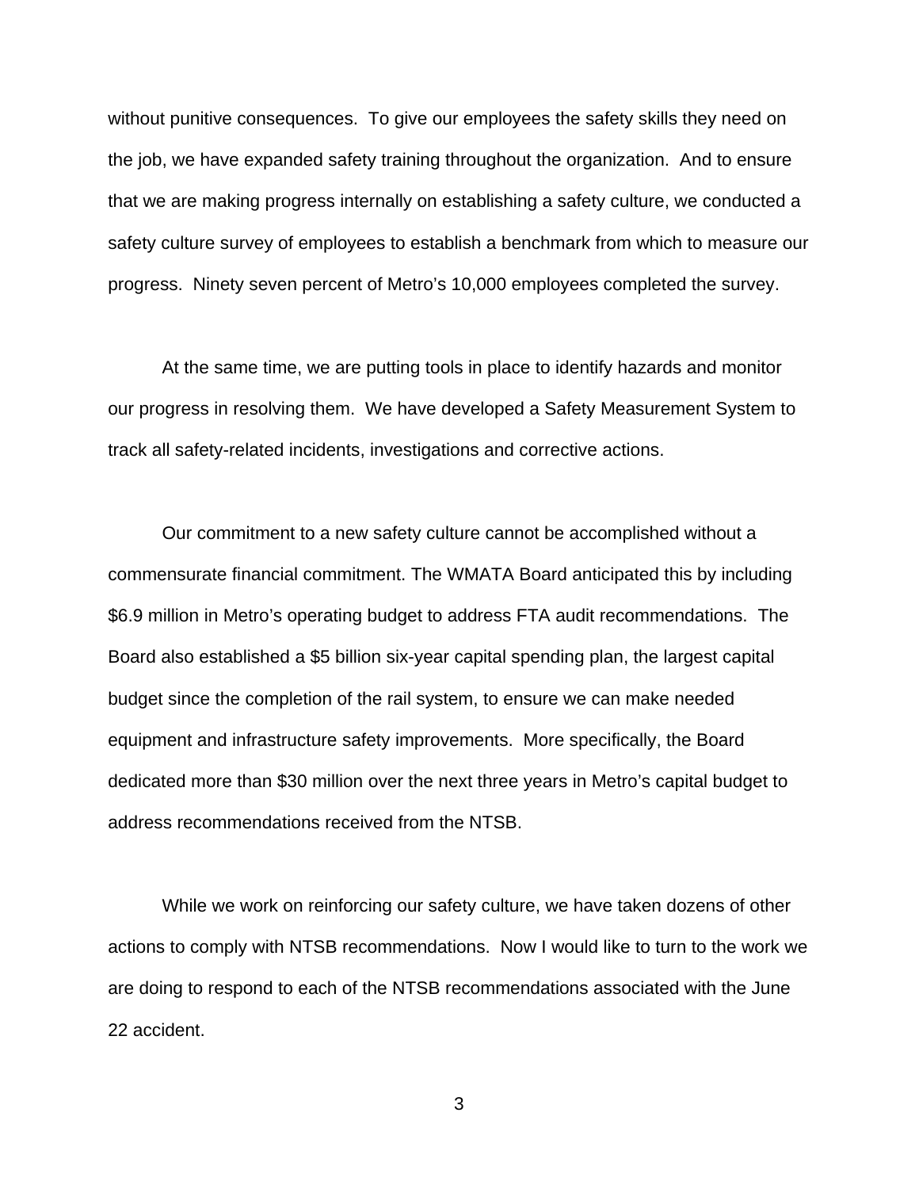without punitive consequences. To give our employees the safety skills they need on the job, we have expanded safety training throughout the organization. And to ensure that we are making progress internally on establishing a safety culture, we conducted a safety culture survey of employees to establish a benchmark from which to measure our progress. Ninety seven percent of Metro's 10,000 employees completed the survey.

At the same time, we are putting tools in place to identify hazards and monitor our progress in resolving them. We have developed a Safety Measurement System to track all safety-related incidents, investigations and corrective actions.

Our commitment to a new safety culture cannot be accomplished without a commensurate financial commitment. The WMATA Board anticipated this by including $6.9 million in Metro's operating budget to address FTA audit recommendations. The Board also established a $5 billion six-year capital spending plan, the largest capital budget since the completion of the rail system, to ensure we can make needed equipment and infrastructure safety improvements. More specifically, the Board dedicated more than $30 million over the next three years in Metro's capital budget to address recommendations received from the NTSB.

While we work on reinforcing our safety culture, we have taken dozens of other actions to comply with NTSB recommendations. Now I would like to turn to the work we are doing to respond to each of the NTSB recommendations associated with the June 22 accident.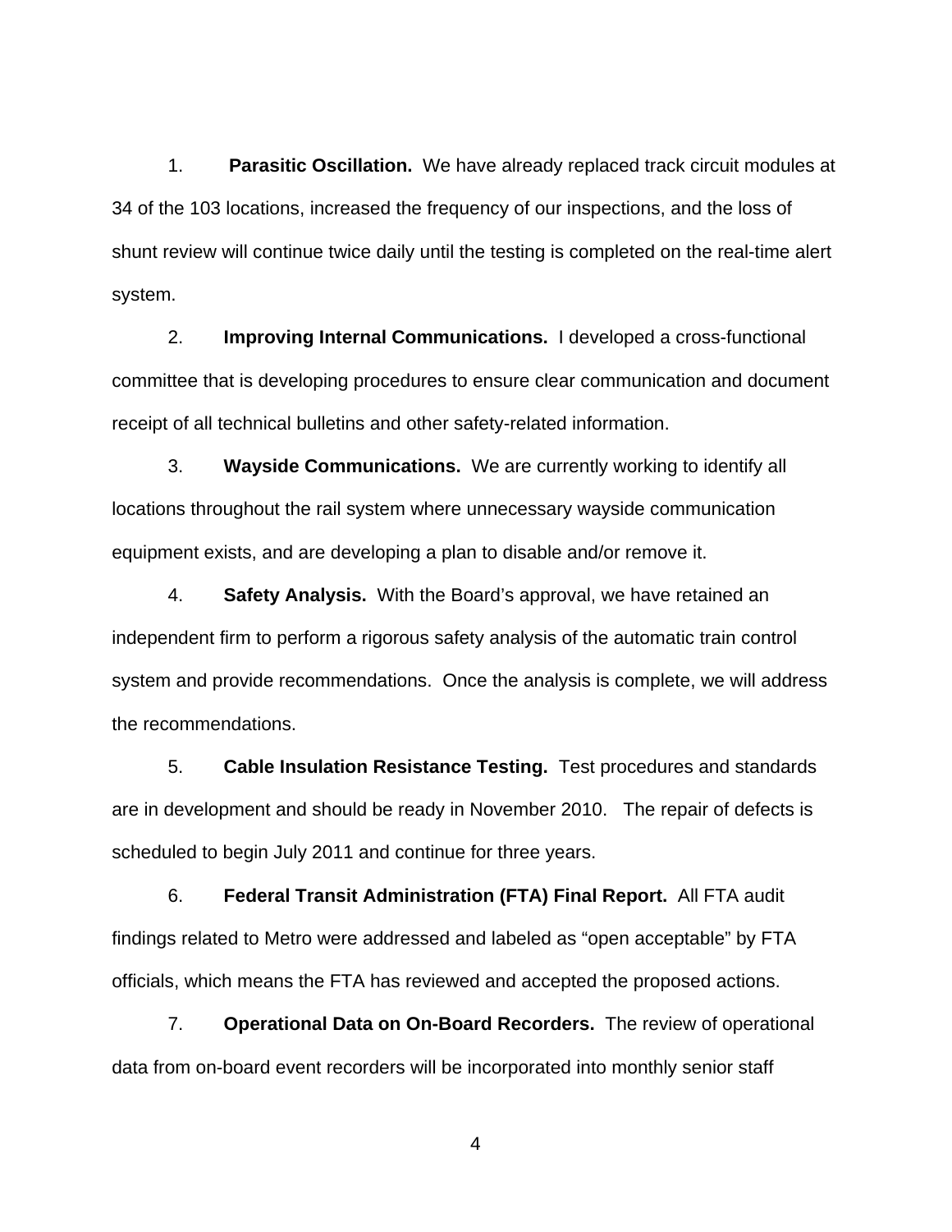1. **Parasitic Oscillation.** We have already replaced track circuit modules at 34 of the 103 locations, increased the frequency of our inspections, and the loss of shunt review will continue twice daily until the testing is completed on the real-time alert system.

2. **Improving Internal Communications.** I developed a cross-functional committee that is developing procedures to ensure clear communication and document receipt of all technical bulletins and other safety-related information.

3. **Wayside Communications.** We are currently working to identify all locations throughout the rail system where unnecessary wayside communication equipment exists, and are developing a plan to disable and/or remove it.

4. **Safety Analysis.** With the Board's approval, we have retained an independent firm to perform a rigorous safety analysis of the automatic train control system and provide recommendations. Once the analysis is complete, we will address the recommendations.

5. **Cable Insulation Resistance Testing.** Test procedures and standards are in development and should be ready in November 2010. The repair of defects is scheduled to begin July 2011 and continue for three years.

6. **Federal Transit Administration (FTA) Final Report.** All FTA audit findings related to Metro were addressed and labeled as "open acceptable" by FTA officials, which means the FTA has reviewed and accepted the proposed actions.

7. **Operational Data on On-Board Recorders.** The review of operational data from on-board event recorders will be incorporated into monthly senior staff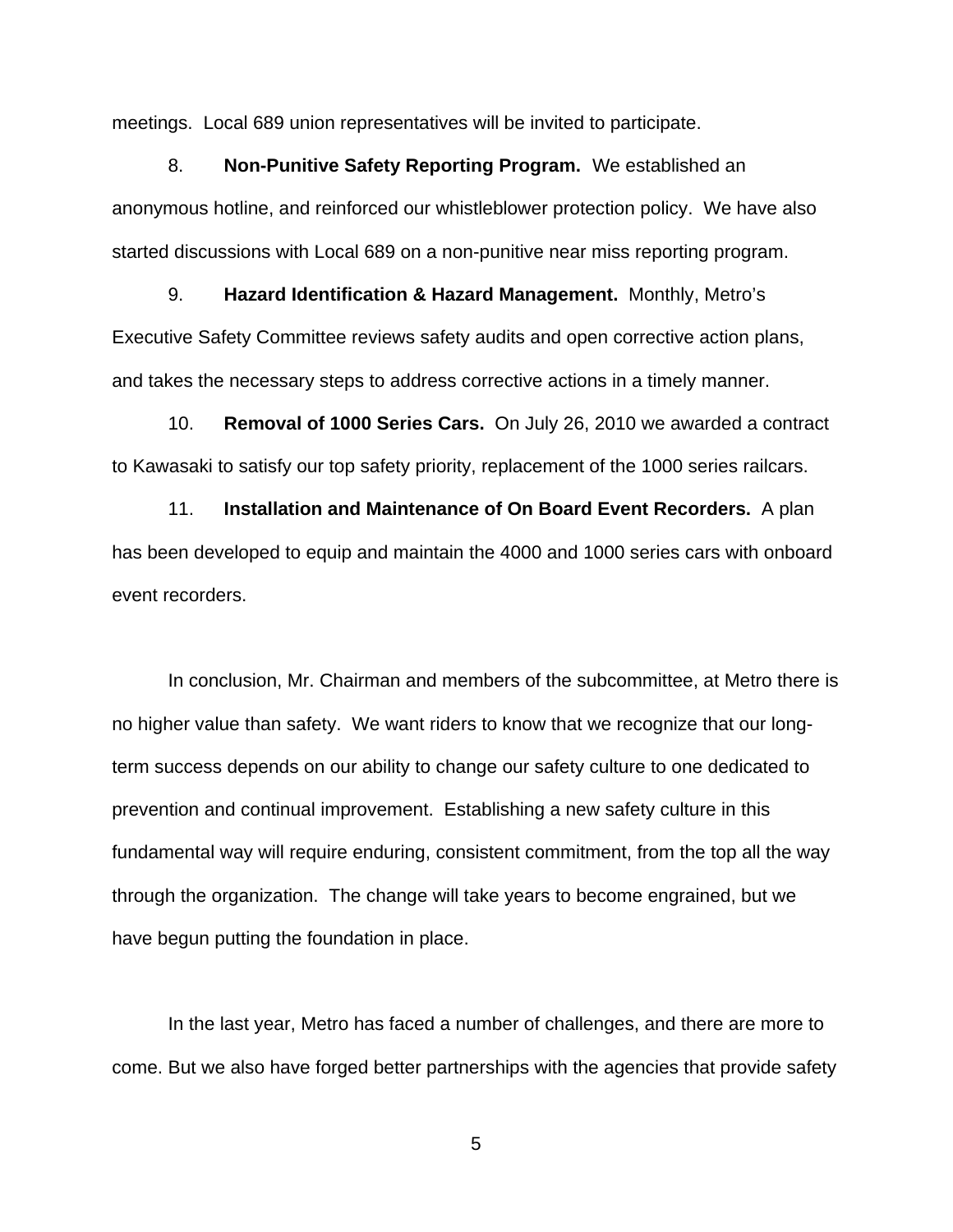meetings. Local 689 union representatives will be invited to participate.

8. **Non-Punitive Safety Reporting Program.** We established an anonymous hotline, and reinforced our whistleblower protection policy. We have also started discussions with Local 689 on a non-punitive near miss reporting program.

9. **Hazard Identification & Hazard Management.** Monthly, Metro's Executive Safety Committee reviews safety audits and open corrective action plans, and takes the necessary steps to address corrective actions in a timely manner.

10. **Removal of 1000 Series Cars.** On July 26, 2010 we awarded a contract to Kawasaki to satisfy our top safety priority, replacement of the 1000 series railcars.

11. **Installation and Maintenance of On Board Event Recorders.** A plan has been developed to equip and maintain the 4000 and 1000 series cars with onboard event recorders.

In conclusion, Mr. Chairman and members of the subcommittee, at Metro there is no higher value than safety. We want riders to know that we recognize that our long-term success depends on our ability to change our safety culture to one dedicated to prevention and continual improvement. Establishing a new safety culture in this fundamental way will require enduring, consistent commitment, from the top all the way through the organization. The change will take years to become engrained, but we have begun putting the foundation in place.

In the last year, Metro has faced a number of challenges, and there are more to come. But we also have forged better partnerships with the agencies that provide safety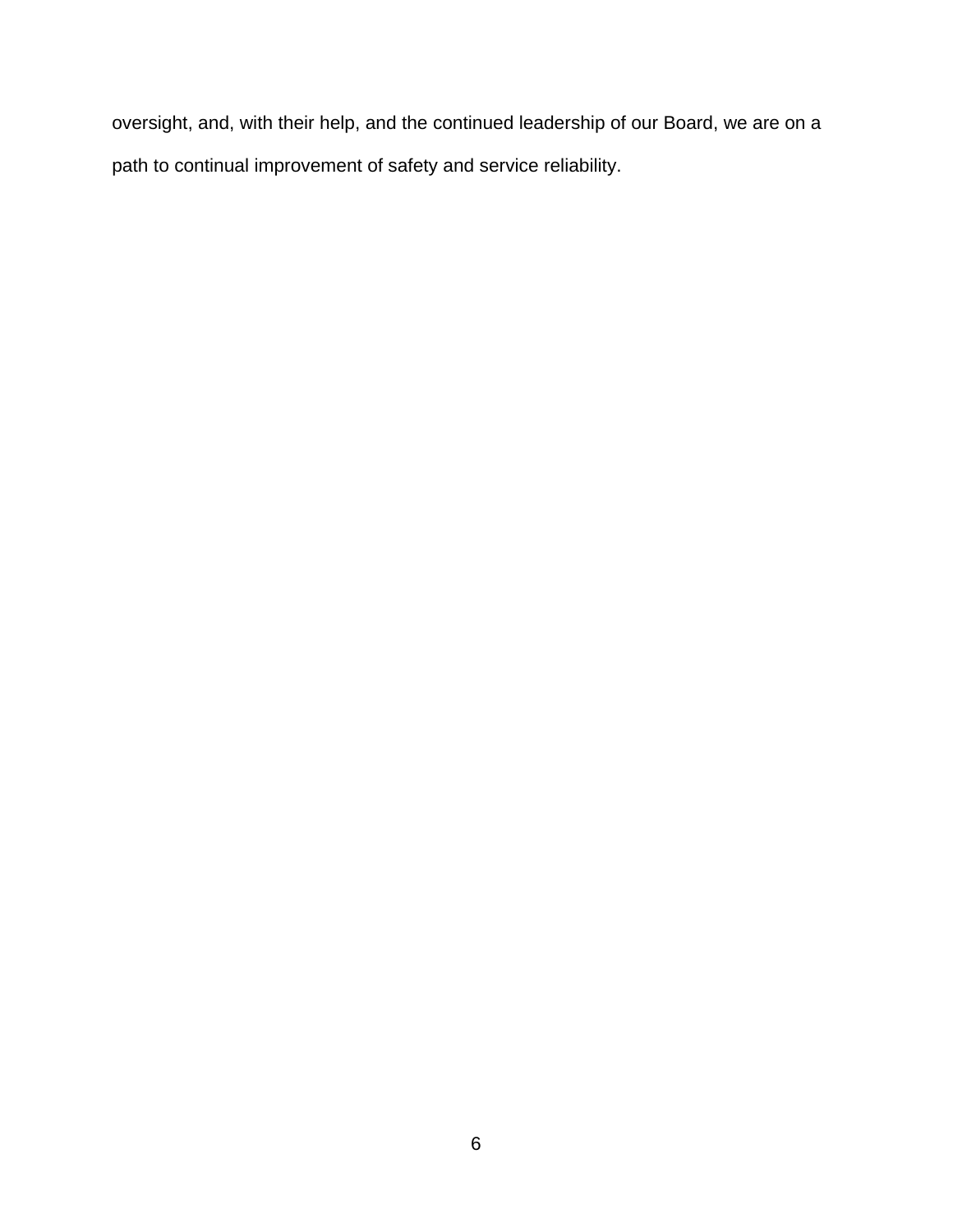oversight, and, with their help, and the continued leadership of our Board, we are on a path to continual improvement of safety and service reliability.